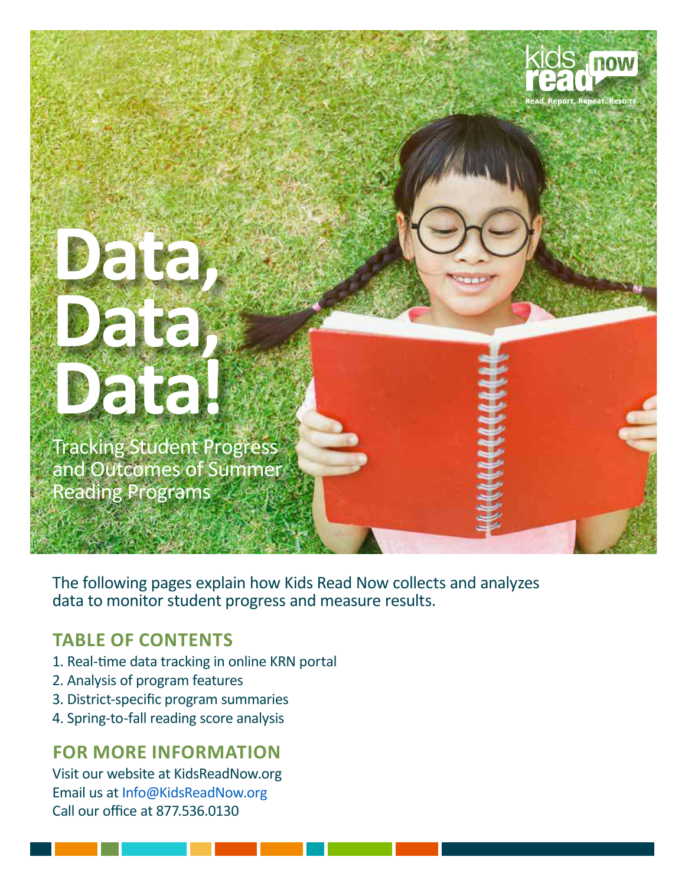kids read now

Read. Report. Repeat. Results.

# Data, Data, Data!

## Tracking Student Progress and Outcomes of Summer Reading Programs

The following pages explain how Kids Read Now collects and analyzes data to monitor student progress and measure results.

### TABLE OF CONTENTS

1. Real-time data tracking in online KRN portal
2. Analysis of program features
3. District-specific program summaries
4. Spring-to-fall reading score analysis

### FOR MORE INFORMATION

Visit our website at KidsReadNow.org
Email us at Info@KidsReadNow.org
Call our office at 877.536.0130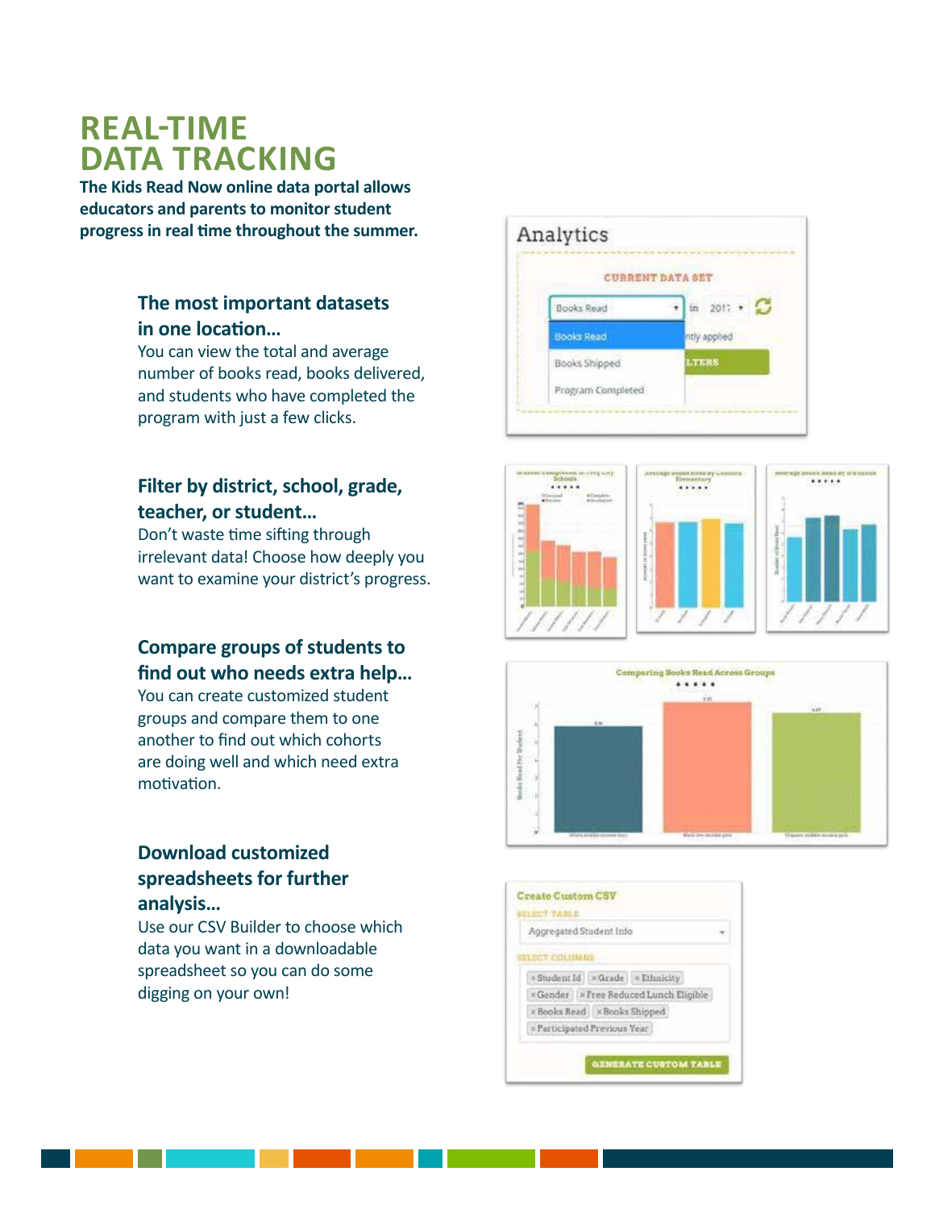# REAL-TIME DATA TRACKING

**The Kids Read Now online data portal allows educators and parents to monitor student progress in real time throughout the summer.**

### The most important datasets in one location...

You can view the total and average number of books read, books delivered, and students who have completed the program with just a few clicks.

### Filter by district, school, grade, teacher, or student...

Don't waste time sifting through irrelevant data! Choose how deeply you want to examine your district's progress.

### Compare groups of students to find out who needs extra help...

You can create customized student groups and compare them to one another to find out which cohorts are doing well and which need extra motivation.

### Download customized spreadsheets for further analysis...

Use our CSV Builder to choose which data you want in a downloadable spreadsheet so you can do some digging on your own!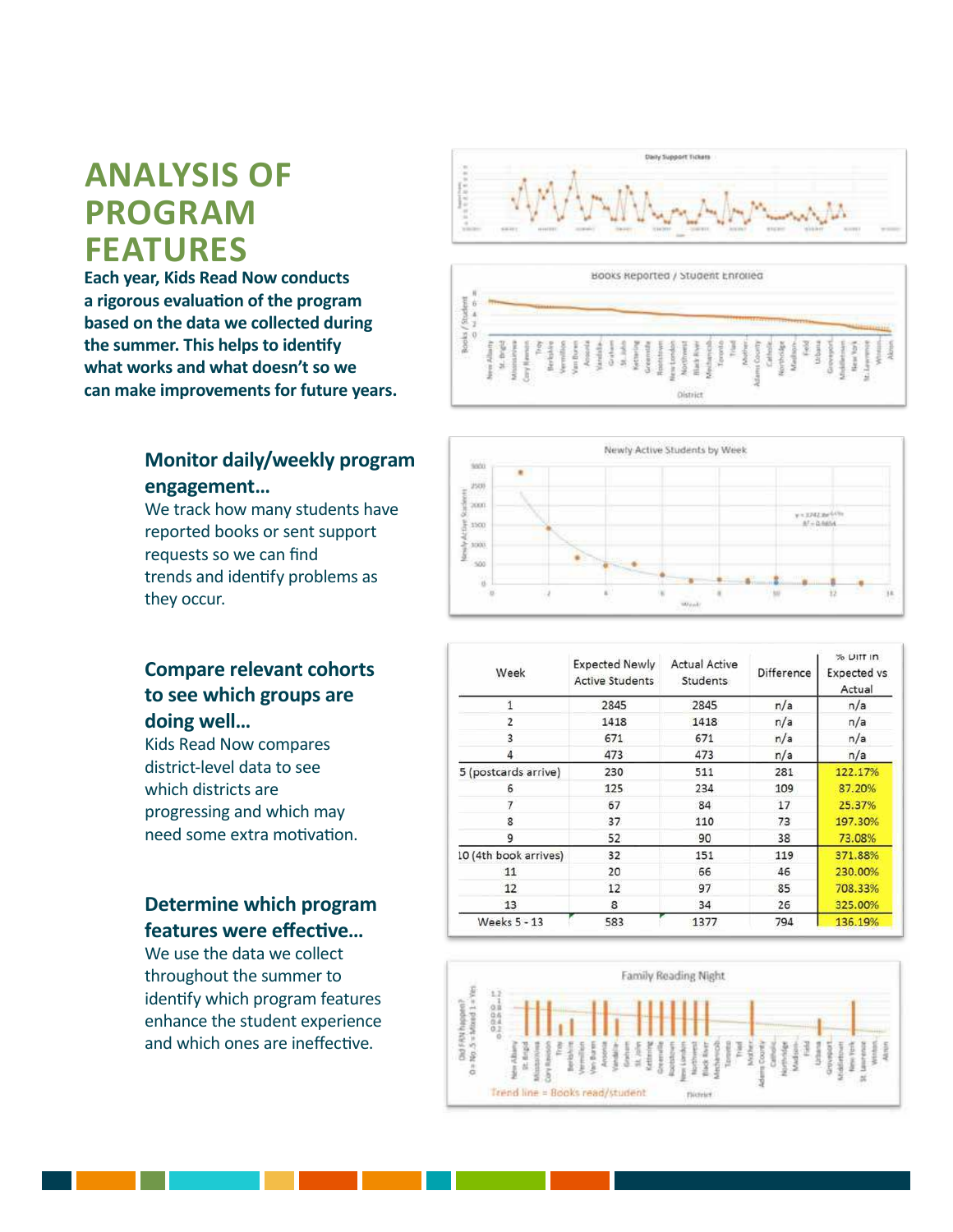# ANALYSIS OF PROGRAM FEATURES

**Each year, Kids Read Now conducts a rigorous evaluation of the program based on the data we collected during the summer. This helps to identify what works and what doesn't so we can make improvements for future years.**

### Monitor daily/weekly program engagement...

We track how many students have reported books or sent support requests so we can find trends and identify problems as they occur.

### Compare relevant cohorts to see which groups are doing well...

Kids Read Now compares district-level data to see which districts are progressing and which may need some extra motivation.

### Determine which program features were effective...

We use the data we collect throughout the summer to identify which program features enhance the student experience and which ones are ineffective.

| Week | Expected Newly Active Students | Actual Active Students | Difference | % Diff in Expected vs Actual |
|---|---|---|---|---|
| 1 | 2845 | 2845 | n/a | n/a |
| 2 | 1418 | 1418 | n/a | n/a |
| 3 | 671 | 671 | n/a | n/a |
| 4 | 473 | 473 | n/a | n/a |
| 5 (postcards arrive) | 230 | 511 | 281 | 122.17% |
| 6 | 125 | 234 | 109 | 87.20% |
| 7 | 67 | 84 | 17 | 25.37% |
| 8 | 37 | 110 | 73 | 197.30% |
| 9 | 52 | 90 | 38 | 73.08% |
| 10 (4th book arrives) | 32 | 151 | 119 | 371.88% |
| 11 | 20 | 66 | 46 | 230.00% |
| 12 | 12 | 97 | 85 | 708.33% |
| 13 | 8 | 34 | 26 | 325.00% |
| Weeks 5 - 13 | 583 | 1377 | 794 | 136.19% |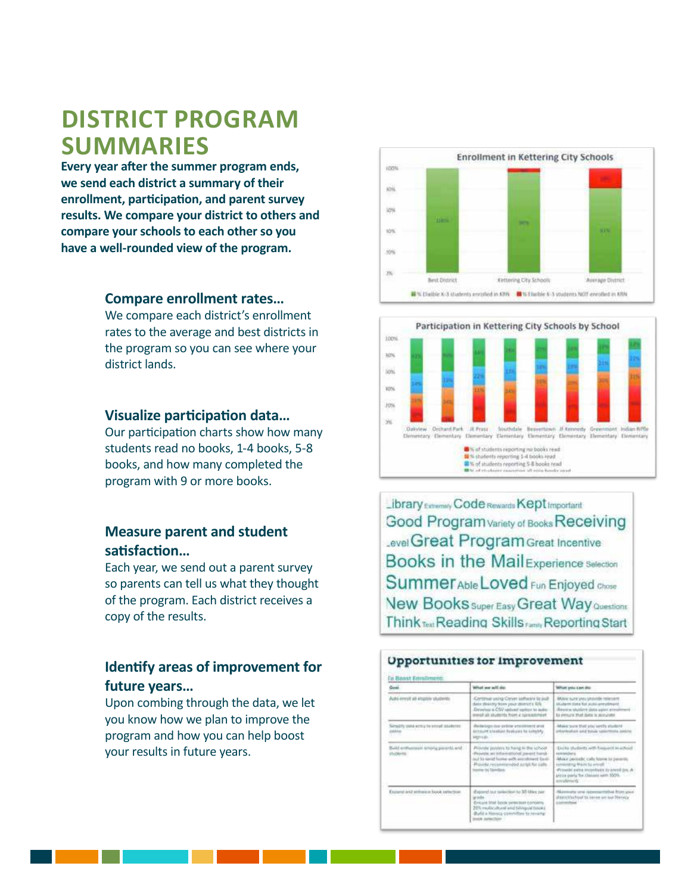# DISTRICT PROGRAM SUMMARIES

**Every year after the summer program ends, we send each district a summary of their enrollment, participation, and parent survey results. We compare your district to others and compare your schools to each other so you have a well-rounded view of the program.**

### Compare enrollment rates...

We compare each district's enrollment rates to the average and best districts in the program so you can see where your district lands.

### Visualize participation data...

Our participation charts show how many students read no books, 1-4 books, 5-8 books, and how many completed the program with 9 or more books.

### Measure parent and student satisfaction...

Each year, we send out a parent survey so parents can tell us what they thought of the program. Each district receives a copy of the results.

### Identify areas of improvement for future years...

Upon combing through the data, we let you know how we plan to improve the program and how you can help boost your results in future years.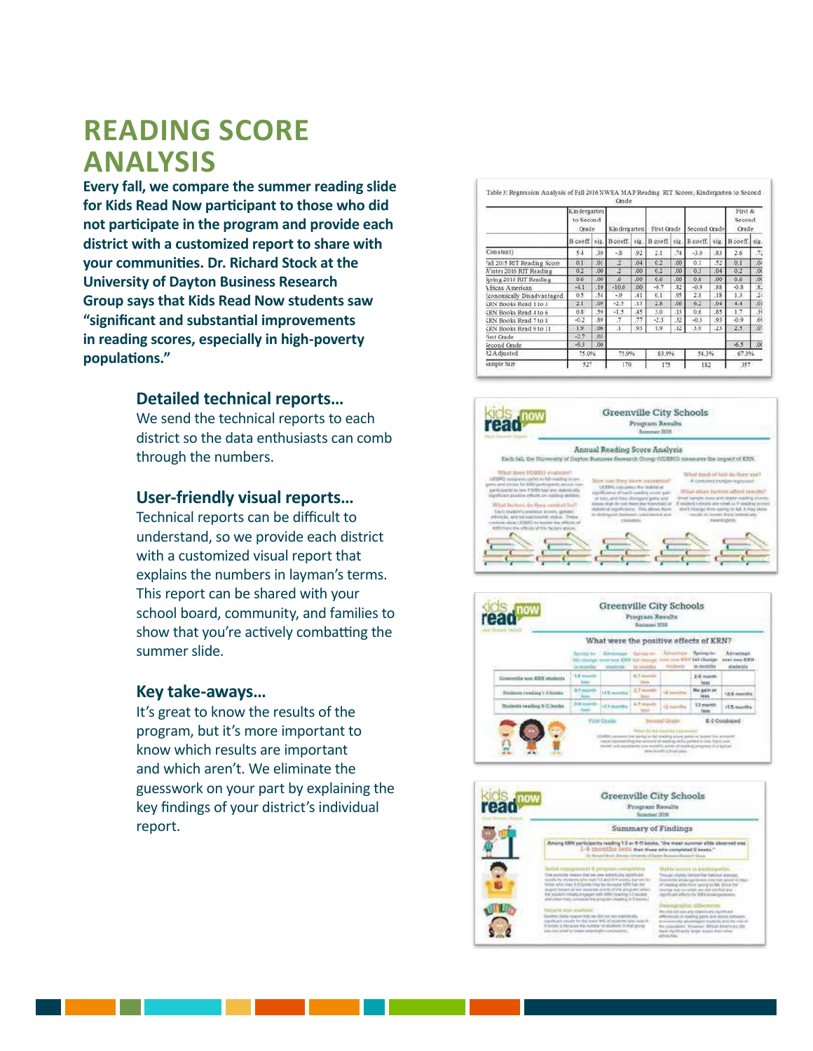# READING SCORE ANALYSIS

**Every fall, we compare the summer reading slide for Kids Read Now participant to those who did not participate in the program and provide each district with a customized report to share with your communities. Dr. Richard Stock at the University of Dayton Business Research Group says that Kids Read Now students saw "significant and substantial improvements in reading scores, especially in high-poverty populations."**

### Detailed technical reports...

We send the technical reports to each district so the data enthusiasts can comb through the numbers.

### User-friendly visual reports...

Technical reports can be difficult to understand, so we provide each district with a customized visual report that explains the numbers in layman's terms. This report can be shared with your school board, community, and families to show that you're actively combatting the summer slide.

### Key take-aways...

It's great to know the results of the program, but it's more important to know which results are important and which aren't. We eliminate the guesswork on your part by explaining the key findings of your district's individual report.

Table 3: Regression Analysis of Fall 2016 NWEA MAP Reading RIT Scores, Kindergarten to Second Grade

| | Kindergarten to Second Grade | | Kindergarten | | First Grade | | Second Grade | | First & Second Grade | |
|---|---|---|---|---|---|---|---|---|---|---|
| | B coeff. | sig. | B coeff. | sig. | B coeff. | sig. | B coeff. | sig. | B coeff. | sig. |
| Constant) | 5.4 | .30 | -.8 | .92 | 2.1 | .74 | -3.0 | .83 | 2.6 | .7 |
| Fall 2015 RIT Reading Score | 0.1 | .01 | .2 | .04 | 0.2 | .00 | 0.1 | .52 | 0.1 | .0 |
| Winter 2016 RIT Reading | 0.2 | .00 | .2 | .00 | 0.2 | .00 | 0.3 | .04 | 0.2 | .0 |
| Spring 2016 RIT Reading | 0.6 | .00 | .6 | .00 | 0.6 | .00 | 0.6 | .00 | 0.6 | .0 |
| African American | -4.1 | .10 | -10.0 | .00 | -0.7 | .82 | -0.9 | .88 | -0.8 | .8 |
| Economically Disadvantaged | 0.5 | .51 | -.9 | .41 | 0.1 | .95 | 2.8 | .18 | 1.3 | .2 |
| KRN Books Read 1 to 3 | 2.1 | .09 | -2.5 | .13 | 2.8 | .06 | 6.2 | .04 | 4.4 | .0 |
| KRN Books Read 4 to 6 | 0.8 | .59 | -1.5 | .45 | 3.0 | .13 | 0.6 | .85 | 1.7 | .3 |
| KRN Books Read 7 to 8 | -0.2 | .89 | .7 | .77 | -2.3 | .32 | -0.3 | .93 | -0.9 | .6 |
| KRN Books Read 9 to 11 | 1.9 | .06 | .1 | .93 | 1.9 | .12 | 3.0 | .23 | 2.5 | .0 |
| First Grade | -2.7 | .03 | | | | | | | | |
| Second Grade | -9.3 | .00 | | | | | | | -6.5 | .0 |
| R2 Adjusted | 75.0% | | 71.9% | | 83.9% | | 54.3% | | 67.3% | |
| Sample Size | 527 | | 170 | | 175 | | 182 | | 357 | |

Greenville City Schools
Program Results
Summer 2016

Annual Reading Score Analysis

Greenville City Schools
Program Results

What were the positive effects of KRN?

Greenville City Schools
Program Results
Summer 2016

Summary of Findings